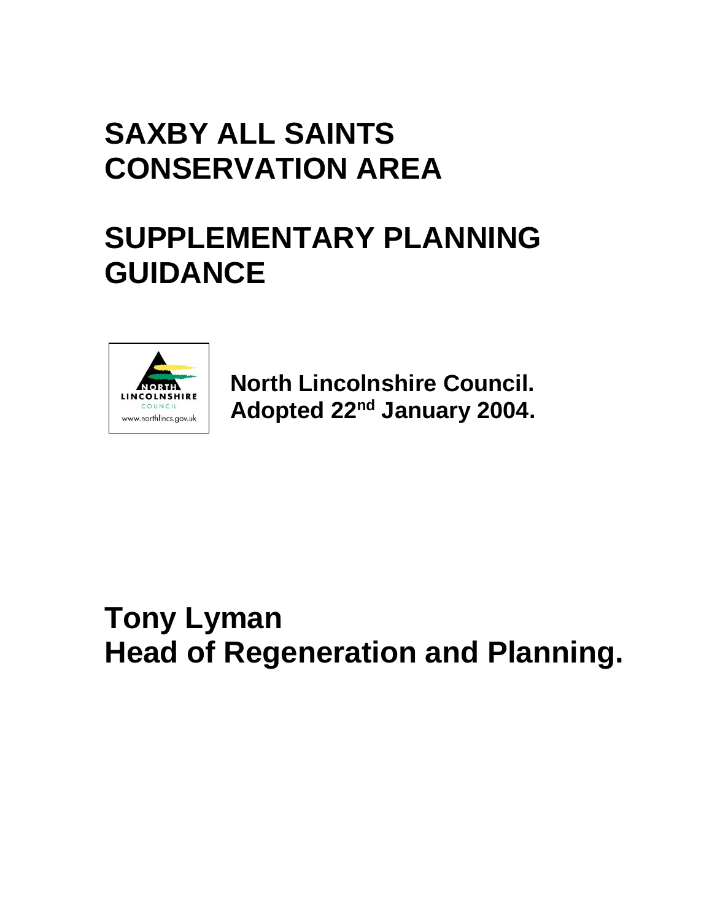# SAXBY ALL SAINTS CONSERVATION AREA

# SUPPLEMENTARY PLANNING GUIDANCE

NORTH LINCOLNSHIRE COUNCIL
www.northlincs.gov.uk

**North Lincolnshire Council.**
**Adopted 22nd January 2004.**

## Tony Lyman
## Head of Regeneration and Planning.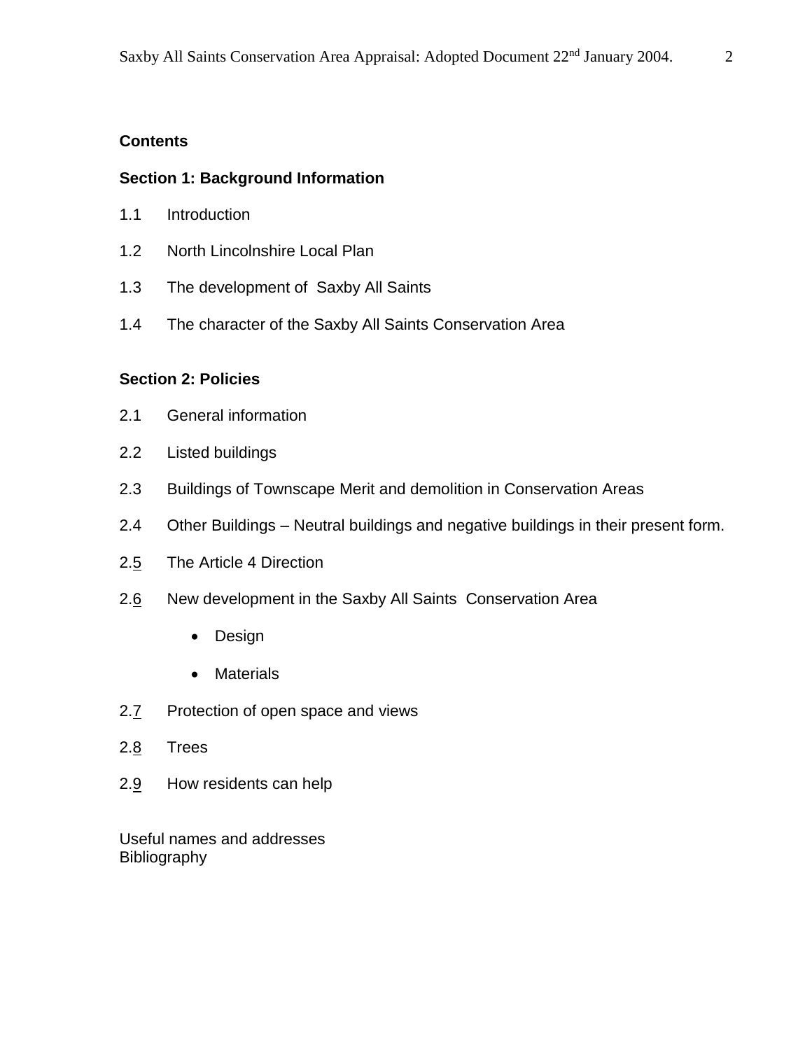**Contents**

**Section 1: Background Information**

1.1 Introduction

1.2 North Lincolnshire Local Plan

1.3 The development of Saxby All Saints

1.4 The character of the Saxby All Saints Conservation Area

**Section 2: Policies**

2.1 General information

2.2 Listed buildings

2.3 Buildings of Townscape Merit and demolition in Conservation Areas

2.4 Other Buildings – Neutral buildings and negative buildings in their present form.

2.5 The Article 4 Direction

2.6 New development in the Saxby All Saints Conservation Area

- Design
- Materials

2.7 Protection of open space and views

2.8 Trees

2.9 How residents can help

Useful names and addresses
Bibliography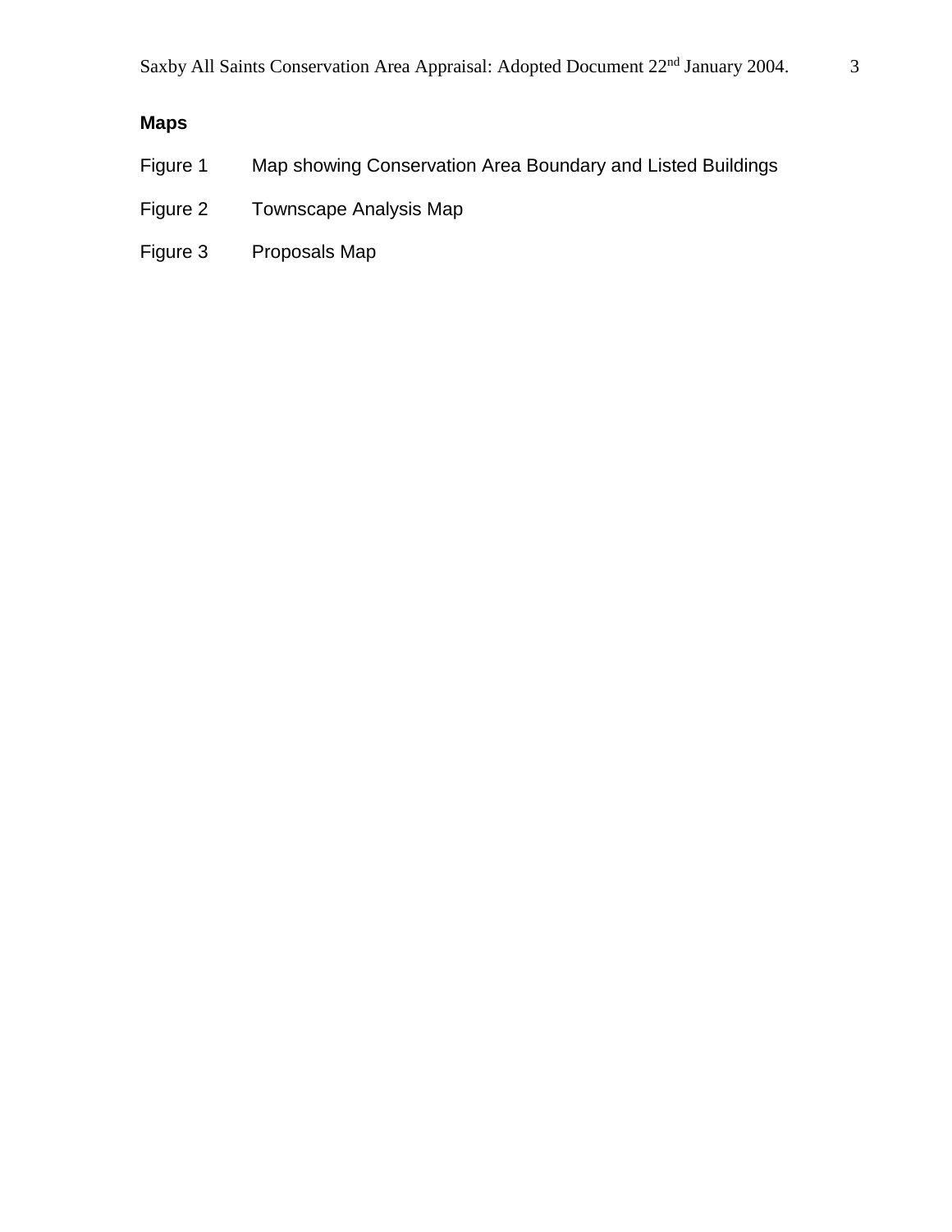**Maps**

Figure 1 Map showing Conservation Area Boundary and Listed Buildings

Figure 2 Townscape Analysis Map

Figure 3 Proposals Map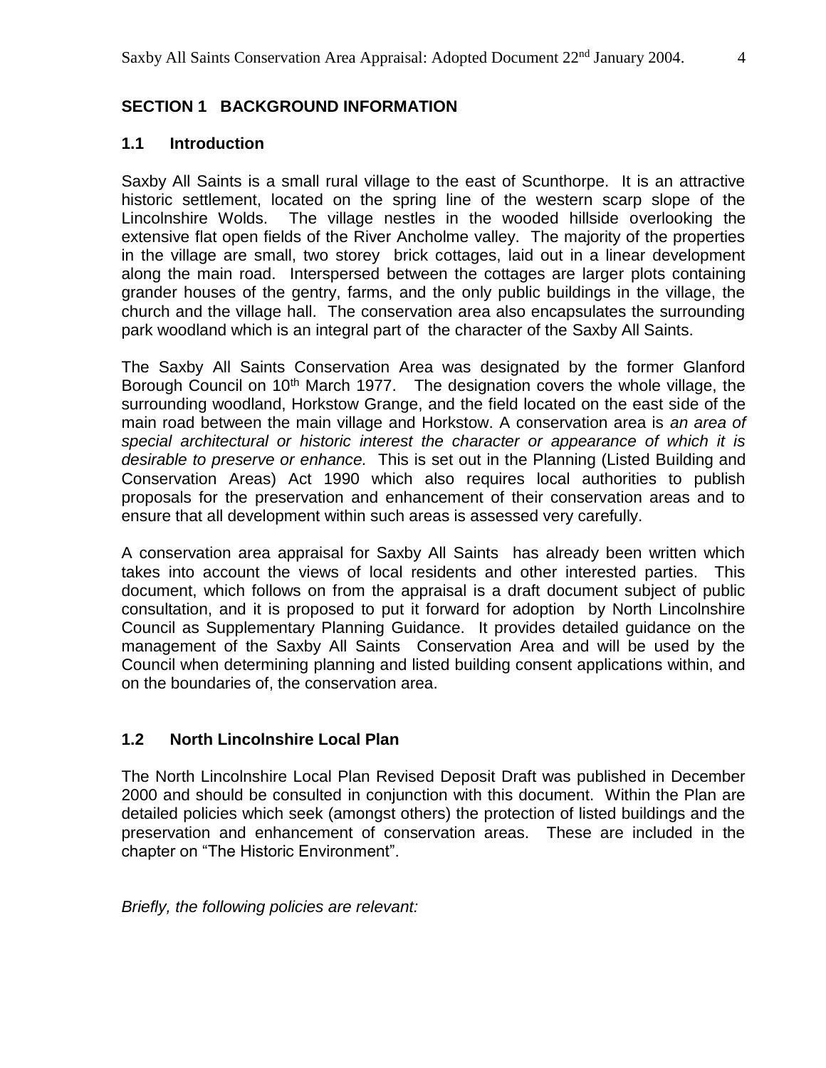## SECTION 1 BACKGROUND INFORMATION

### 1.1 Introduction

Saxby All Saints is a small rural village to the east of Scunthorpe. It is an attractive historic settlement, located on the spring line of the western scarp slope of the Lincolnshire Wolds. The village nestles in the wooded hillside overlooking the extensive flat open fields of the River Ancholme valley. The majority of the properties in the village are small, two storey brick cottages, laid out in a linear development along the main road. Interspersed between the cottages are larger plots containing grander houses of the gentry, farms, and the only public buildings in the village, the church and the village hall. The conservation area also encapsulates the surrounding park woodland which is an integral part of the character of the Saxby All Saints.

The Saxby All Saints Conservation Area was designated by the former Glanford Borough Council on 10th March 1977. The designation covers the whole village, the surrounding woodland, Horkstow Grange, and the field located on the east side of the main road between the main village and Horkstow. A conservation area is *an area of special architectural or historic interest the character or appearance of which it is desirable to preserve or enhance.* This is set out in the Planning (Listed Building and Conservation Areas) Act 1990 which also requires local authorities to publish proposals for the preservation and enhancement of their conservation areas and to ensure that all development within such areas is assessed very carefully.

A conservation area appraisal for Saxby All Saints has already been written which takes into account the views of local residents and other interested parties. This document, which follows on from the appraisal is a draft document subject of public consultation, and it is proposed to put it forward for adoption by North Lincolnshire Council as Supplementary Planning Guidance. It provides detailed guidance on the management of the Saxby All Saints Conservation Area and will be used by the Council when determining planning and listed building consent applications within, and on the boundaries of, the conservation area.

### 1.2 North Lincolnshire Local Plan

The North Lincolnshire Local Plan Revised Deposit Draft was published in December 2000 and should be consulted in conjunction with this document. Within the Plan are detailed policies which seek (amongst others) the protection of listed buildings and the preservation and enhancement of conservation areas. These are included in the chapter on "The Historic Environment".

*Briefly, the following policies are relevant:*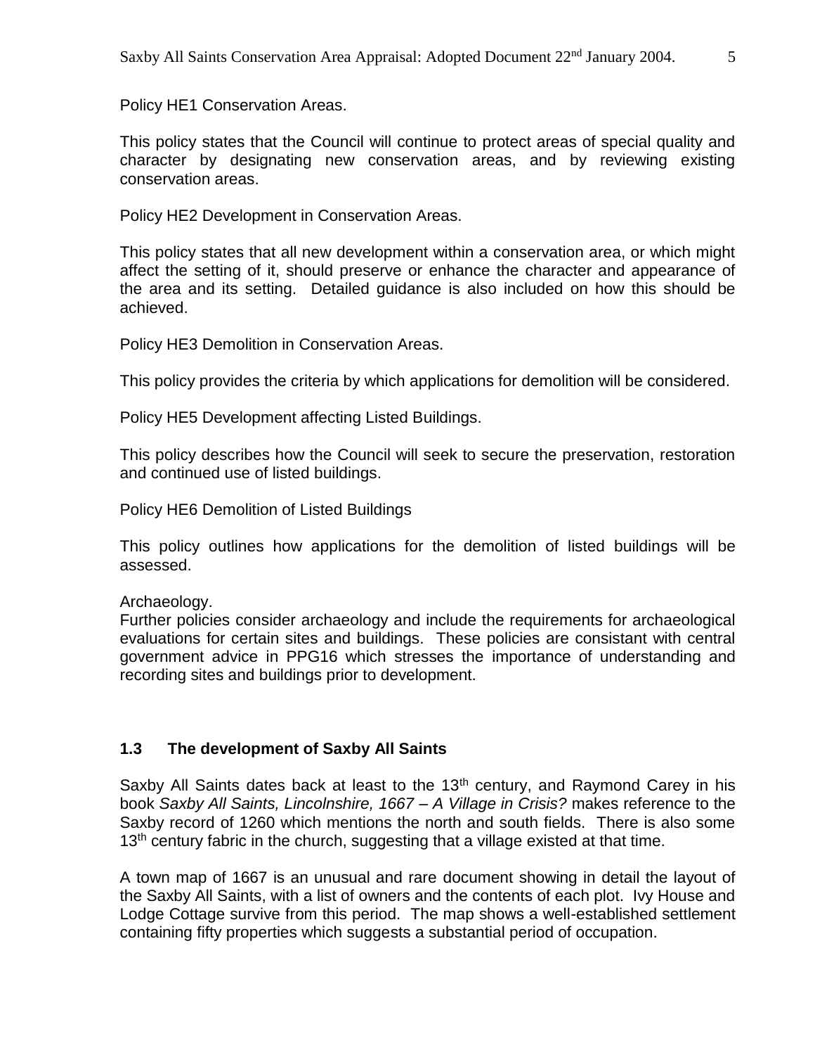Policy HE1 Conservation Areas.

This policy states that the Council will continue to protect areas of special quality and character by designating new conservation areas, and by reviewing existing conservation areas.

Policy HE2 Development in Conservation Areas.

This policy states that all new development within a conservation area, or which might affect the setting of it, should preserve or enhance the character and appearance of the area and its setting. Detailed guidance is also included on how this should be achieved.

Policy HE3 Demolition in Conservation Areas.

This policy provides the criteria by which applications for demolition will be considered.

Policy HE5 Development affecting Listed Buildings.

This policy describes how the Council will seek to secure the preservation, restoration and continued use of listed buildings.

Policy HE6 Demolition of Listed Buildings

This policy outlines how applications for the demolition of listed buildings will be assessed.

Archaeology.
Further policies consider archaeology and include the requirements for archaeological evaluations for certain sites and buildings. These policies are consistant with central government advice in PPG16 which stresses the importance of understanding and recording sites and buildings prior to development.

### 1.3 The development of Saxby All Saints

Saxby All Saints dates back at least to the 13th century, and Raymond Carey in his book *Saxby All Saints, Lincolnshire, 1667 – A Village in Crisis?* makes reference to the Saxby record of 1260 which mentions the north and south fields. There is also some 13th century fabric in the church, suggesting that a village existed at that time.

A town map of 1667 is an unusual and rare document showing in detail the layout of the Saxby All Saints, with a list of owners and the contents of each plot. Ivy House and Lodge Cottage survive from this period. The map shows a well-established settlement containing fifty properties which suggests a substantial period of occupation.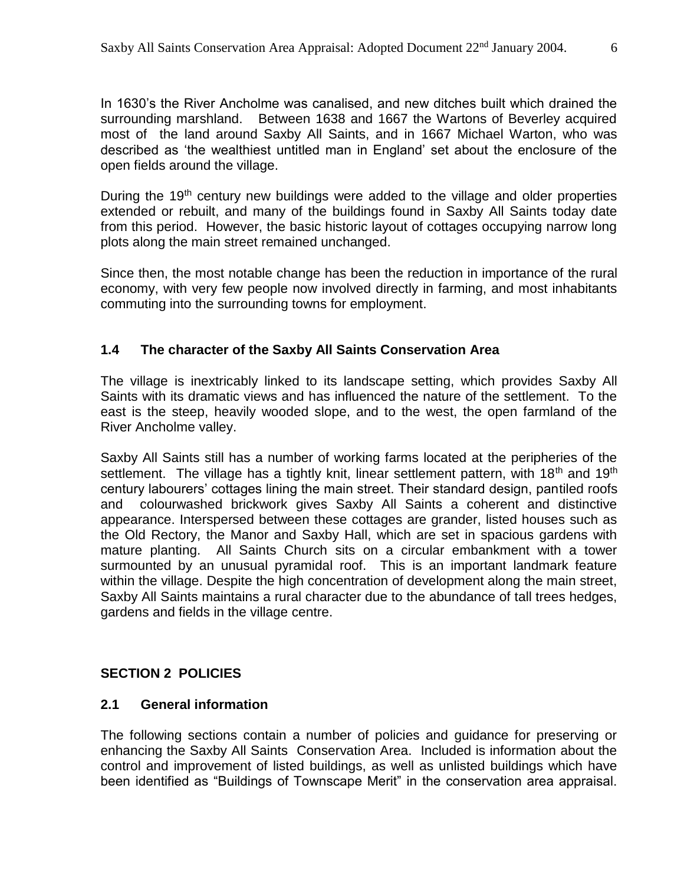In 1630's the River Ancholme was canalised, and new ditches built which drained the surrounding marshland. Between 1638 and 1667 the Wartons of Beverley acquired most of the land around Saxby All Saints, and in 1667 Michael Warton, who was described as 'the wealthiest untitled man in England' set about the enclosure of the open fields around the village.

During the 19th century new buildings were added to the village and older properties extended or rebuilt, and many of the buildings found in Saxby All Saints today date from this period. However, the basic historic layout of cottages occupying narrow long plots along the main street remained unchanged.

Since then, the most notable change has been the reduction in importance of the rural economy, with very few people now involved directly in farming, and most inhabitants commuting into the surrounding towns for employment.

### 1.4 The character of the Saxby All Saints Conservation Area

The village is inextricably linked to its landscape setting, which provides Saxby All Saints with its dramatic views and has influenced the nature of the settlement. To the east is the steep, heavily wooded slope, and to the west, the open farmland of the River Ancholme valley.

Saxby All Saints still has a number of working farms located at the peripheries of the settlement. The village has a tightly knit, linear settlement pattern, with 18th and 19th century labourers' cottages lining the main street. Their standard design, pantiled roofs and colourwashed brickwork gives Saxby All Saints a coherent and distinctive appearance. Interspersed between these cottages are grander, listed houses such as the Old Rectory, the Manor and Saxby Hall, which are set in spacious gardens with mature planting. All Saints Church sits on a circular embankment with a tower surmounted by an unusual pyramidal roof. This is an important landmark feature within the village. Despite the high concentration of development along the main street, Saxby All Saints maintains a rural character due to the abundance of tall trees hedges, gardens and fields in the village centre.

## SECTION 2 POLICIES

### 2.1 General information

The following sections contain a number of policies and guidance for preserving or enhancing the Saxby All Saints Conservation Area. Included is information about the control and improvement of listed buildings, as well as unlisted buildings which have been identified as "Buildings of Townscape Merit" in the conservation area appraisal.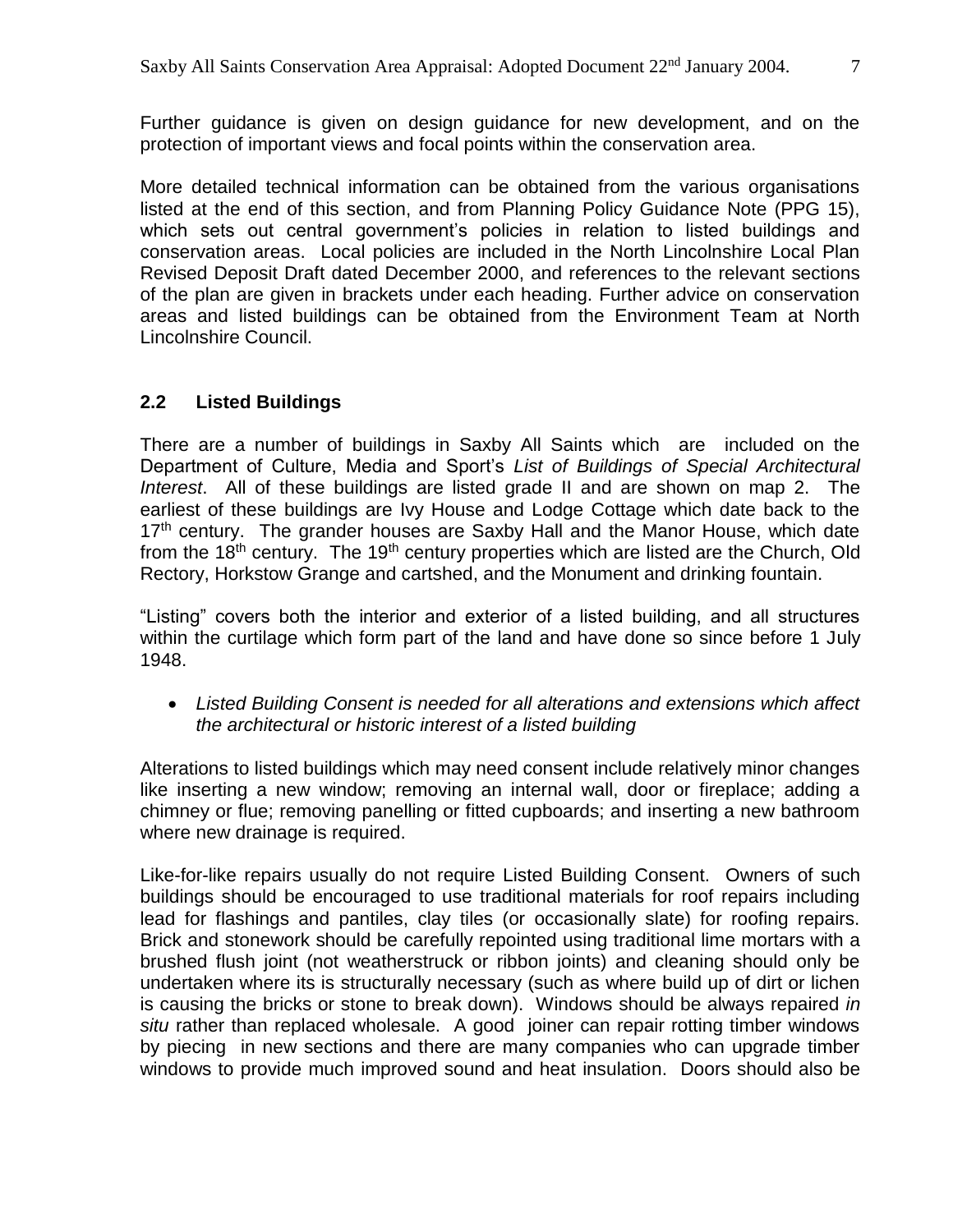Further guidance is given on design guidance for new development, and on the protection of important views and focal points within the conservation area.

More detailed technical information can be obtained from the various organisations listed at the end of this section, and from Planning Policy Guidance Note (PPG 15), which sets out central government's policies in relation to listed buildings and conservation areas. Local policies are included in the North Lincolnshire Local Plan Revised Deposit Draft dated December 2000, and references to the relevant sections of the plan are given in brackets under each heading. Further advice on conservation areas and listed buildings can be obtained from the Environment Team at North Lincolnshire Council.

## 2.2 Listed Buildings

There are a number of buildings in Saxby All Saints which are included on the Department of Culture, Media and Sport's *List of Buildings of Special Architectural Interest*. All of these buildings are listed grade II and are shown on map 2. The earliest of these buildings are Ivy House and Lodge Cottage which date back to the 17th century. The grander houses are Saxby Hall and the Manor House, which date from the 18th century. The 19th century properties which are listed are the Church, Old Rectory, Horkstow Grange and cartshed, and the Monument and drinking fountain.

"Listing" covers both the interior and exterior of a listed building, and all structures within the curtilage which form part of the land and have done so since before 1 July 1948.

- *Listed Building Consent is needed for all alterations and extensions which affect the architectural or historic interest of a listed building*

Alterations to listed buildings which may need consent include relatively minor changes like inserting a new window; removing an internal wall, door or fireplace; adding a chimney or flue; removing panelling or fitted cupboards; and inserting a new bathroom where new drainage is required.

Like-for-like repairs usually do not require Listed Building Consent. Owners of such buildings should be encouraged to use traditional materials for roof repairs including lead for flashings and pantiles, clay tiles (or occasionally slate) for roofing repairs. Brick and stonework should be carefully repointed using traditional lime mortars with a brushed flush joint (not weatherstruck or ribbon joints) and cleaning should only be undertaken where its is structurally necessary (such as where build up of dirt or lichen is causing the bricks or stone to break down). Windows should be always repaired *in situ* rather than replaced wholesale. A good joiner can repair rotting timber windows by piecing in new sections and there are many companies who can upgrade timber windows to provide much improved sound and heat insulation. Doors should also be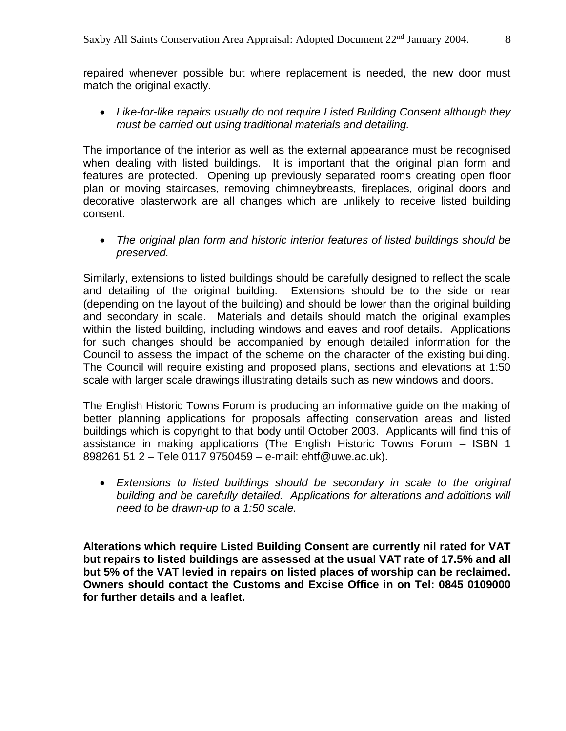repaired whenever possible but where replacement is needed, the new door must match the original exactly.

- *Like-for-like repairs usually do not require Listed Building Consent although they must be carried out using traditional materials and detailing.*

The importance of the interior as well as the external appearance must be recognised when dealing with listed buildings. It is important that the original plan form and features are protected. Opening up previously separated rooms creating open floor plan or moving staircases, removing chimneybreasts, fireplaces, original doors and decorative plasterwork are all changes which are unlikely to receive listed building consent.

- *The original plan form and historic interior features of listed buildings should be preserved.*

Similarly, extensions to listed buildings should be carefully designed to reflect the scale and detailing of the original building. Extensions should be to the side or rear (depending on the layout of the building) and should be lower than the original building and secondary in scale. Materials and details should match the original examples within the listed building, including windows and eaves and roof details. Applications for such changes should be accompanied by enough detailed information for the Council to assess the impact of the scheme on the character of the existing building. The Council will require existing and proposed plans, sections and elevations at 1:50 scale with larger scale drawings illustrating details such as new windows and doors.

The English Historic Towns Forum is producing an informative guide on the making of better planning applications for proposals affecting conservation areas and listed buildings which is copyright to that body until October 2003. Applicants will find this of assistance in making applications (The English Historic Towns Forum – ISBN 1 898261 51 2 – Tele 0117 9750459 – e-mail: ehtf@uwe.ac.uk).

- *Extensions to listed buildings should be secondary in scale to the original building and be carefully detailed. Applications for alterations and additions will need to be drawn-up to a 1:50 scale.*

**Alterations which require Listed Building Consent are currently nil rated for VAT but repairs to listed buildings are assessed at the usual VAT rate of 17.5% and all but 5% of the VAT levied in repairs on listed places of worship can be reclaimed. Owners should contact the Customs and Excise Office in on Tel: 0845 0109000 for further details and a leaflet.**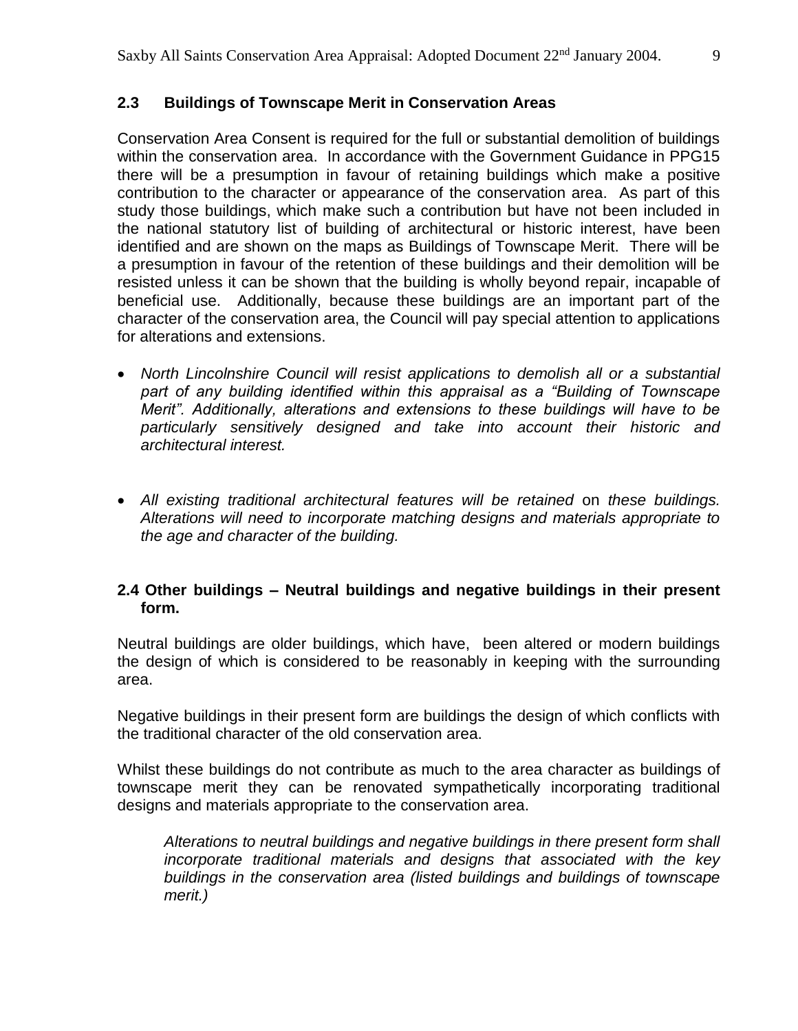## 2.3 Buildings of Townscape Merit in Conservation Areas

Conservation Area Consent is required for the full or substantial demolition of buildings within the conservation area. In accordance with the Government Guidance in PPG15 there will be a presumption in favour of retaining buildings which make a positive contribution to the character or appearance of the conservation area. As part of this study those buildings, which make such a contribution but have not been included in the national statutory list of building of architectural or historic interest, have been identified and are shown on the maps as Buildings of Townscape Merit. There will be a presumption in favour of the retention of these buildings and their demolition will be resisted unless it can be shown that the building is wholly beyond repair, incapable of beneficial use. Additionally, because these buildings are an important part of the character of the conservation area, the Council will pay special attention to applications for alterations and extensions.

- *North Lincolnshire Council will resist applications to demolish all or a substantial part of any building identified within this appraisal as a "Building of Townscape Merit". Additionally, alterations and extensions to these buildings will have to be particularly sensitively designed and take into account their historic and architectural interest.*

- *All existing traditional architectural features will be retained* on *these buildings. Alterations will need to incorporate matching designs and materials appropriate to the age and character of the building.*

## 2.4 Other buildings – Neutral buildings and negative buildings in their present form.

Neutral buildings are older buildings, which have, been altered or modern buildings the design of which is considered to be reasonably in keeping with the surrounding area.

Negative buildings in their present form are buildings the design of which conflicts with the traditional character of the old conservation area.

Whilst these buildings do not contribute as much to the area character as buildings of townscape merit they can be renovated sympathetically incorporating traditional designs and materials appropriate to the conservation area.

> *Alterations to neutral buildings and negative buildings in there present form shall incorporate traditional materials and designs that associated with the key buildings in the conservation area (listed buildings and buildings of townscape merit.)*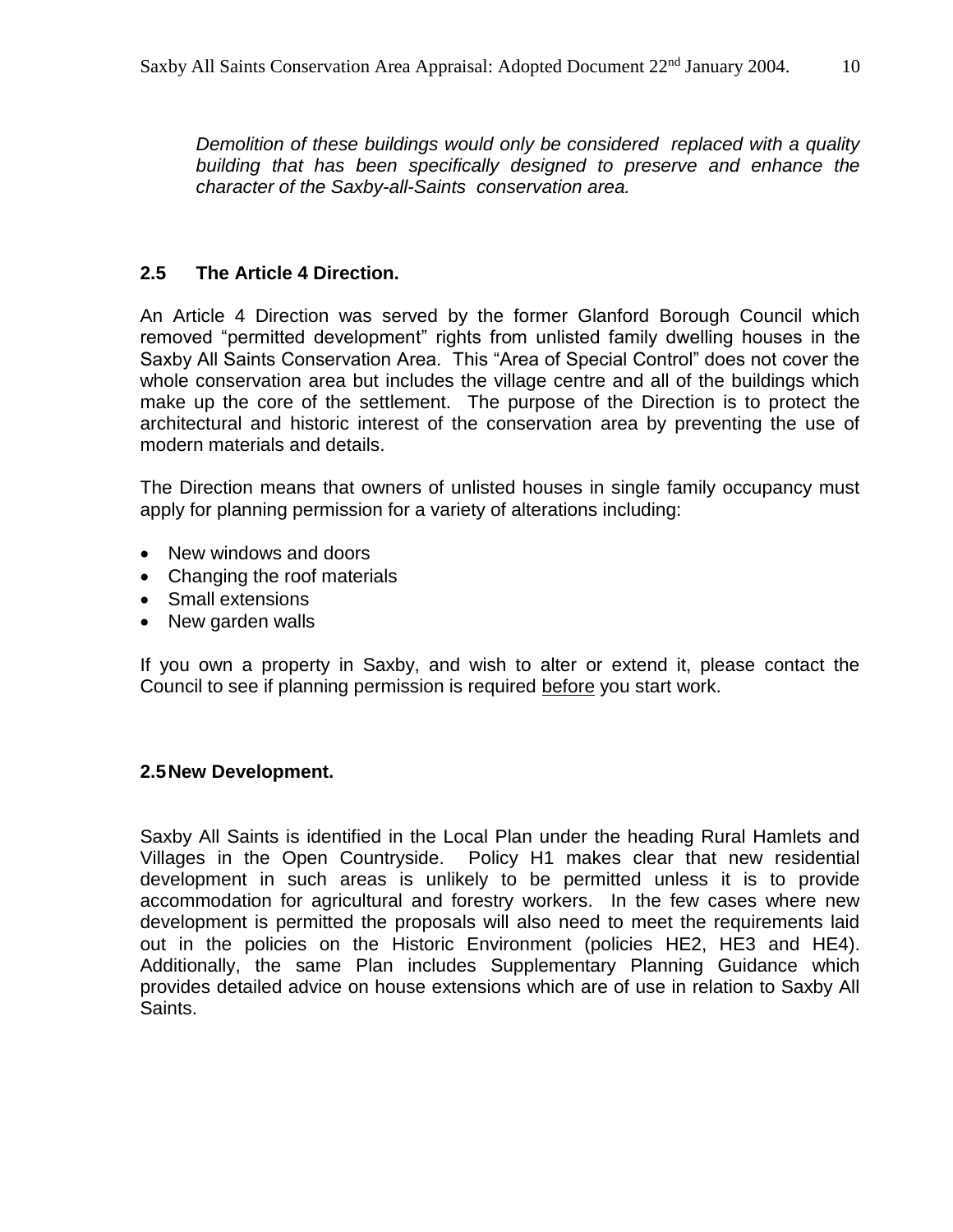*Demolition of these buildings would only be considered replaced with a quality building that has been specifically designed to preserve and enhance the character of the Saxby-all-Saints conservation area.*

### 2.5 The Article 4 Direction.

An Article 4 Direction was served by the former Glanford Borough Council which removed "permitted development" rights from unlisted family dwelling houses in the Saxby All Saints Conservation Area. This "Area of Special Control" does not cover the whole conservation area but includes the village centre and all of the buildings which make up the core of the settlement. The purpose of the Direction is to protect the architectural and historic interest of the conservation area by preventing the use of modern materials and details.

The Direction means that owners of unlisted houses in single family occupancy must apply for planning permission for a variety of alterations including:

- New windows and doors
- Changing the roof materials
- Small extensions
- New garden walls

If you own a property in Saxby, and wish to alter or extend it, please contact the Council to see if planning permission is required <u>before</u> you start work.

### 2.5 New Development.

Saxby All Saints is identified in the Local Plan under the heading Rural Hamlets and Villages in the Open Countryside. Policy H1 makes clear that new residential development in such areas is unlikely to be permitted unless it is to provide accommodation for agricultural and forestry workers. In the few cases where new development is permitted the proposals will also need to meet the requirements laid out in the policies on the Historic Environment (policies HE2, HE3 and HE4). Additionally, the same Plan includes Supplementary Planning Guidance which provides detailed advice on house extensions which are of use in relation to Saxby All Saints.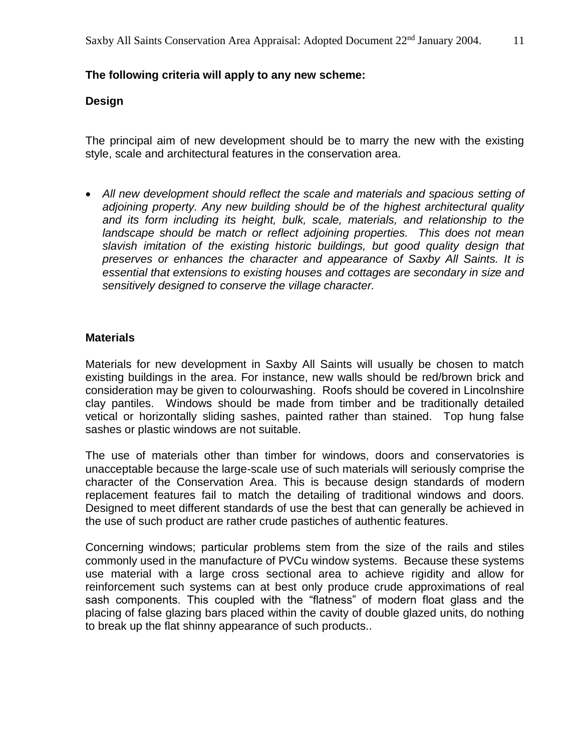**The following criteria will apply to any new scheme:**

**Design**

The principal aim of new development should be to marry the new with the existing style, scale and architectural features in the conservation area.

- *All new development should reflect the scale and materials and spacious setting of adjoining property. Any new building should be of the highest architectural quality and its form including its height, bulk, scale, materials, and relationship to the landscape should be match or reflect adjoining properties. This does not mean slavish imitation of the existing historic buildings, but good quality design that preserves or enhances the character and appearance of Saxby All Saints. It is essential that extensions to existing houses and cottages are secondary in size and sensitively designed to conserve the village character.*

**Materials**

Materials for new development in Saxby All Saints will usually be chosen to match existing buildings in the area. For instance, new walls should be red/brown brick and consideration may be given to colourwashing. Roofs should be covered in Lincolnshire clay pantiles. Windows should be made from timber and be traditionally detailed vetical or horizontally sliding sashes, painted rather than stained. Top hung false sashes or plastic windows are not suitable.

The use of materials other than timber for windows, doors and conservatories is unacceptable because the large-scale use of such materials will seriously comprise the character of the Conservation Area. This is because design standards of modern replacement features fail to match the detailing of traditional windows and doors. Designed to meet different standards of use the best that can generally be achieved in the use of such product are rather crude pastiches of authentic features.

Concerning windows; particular problems stem from the size of the rails and stiles commonly used in the manufacture of PVCu window systems. Because these systems use material with a large cross sectional area to achieve rigidity and allow for reinforcement such systems can at best only produce crude approximations of real sash components. This coupled with the "flatness" of modern float glass and the placing of false glazing bars placed within the cavity of double glazed units, do nothing to break up the flat shinny appearance of such products..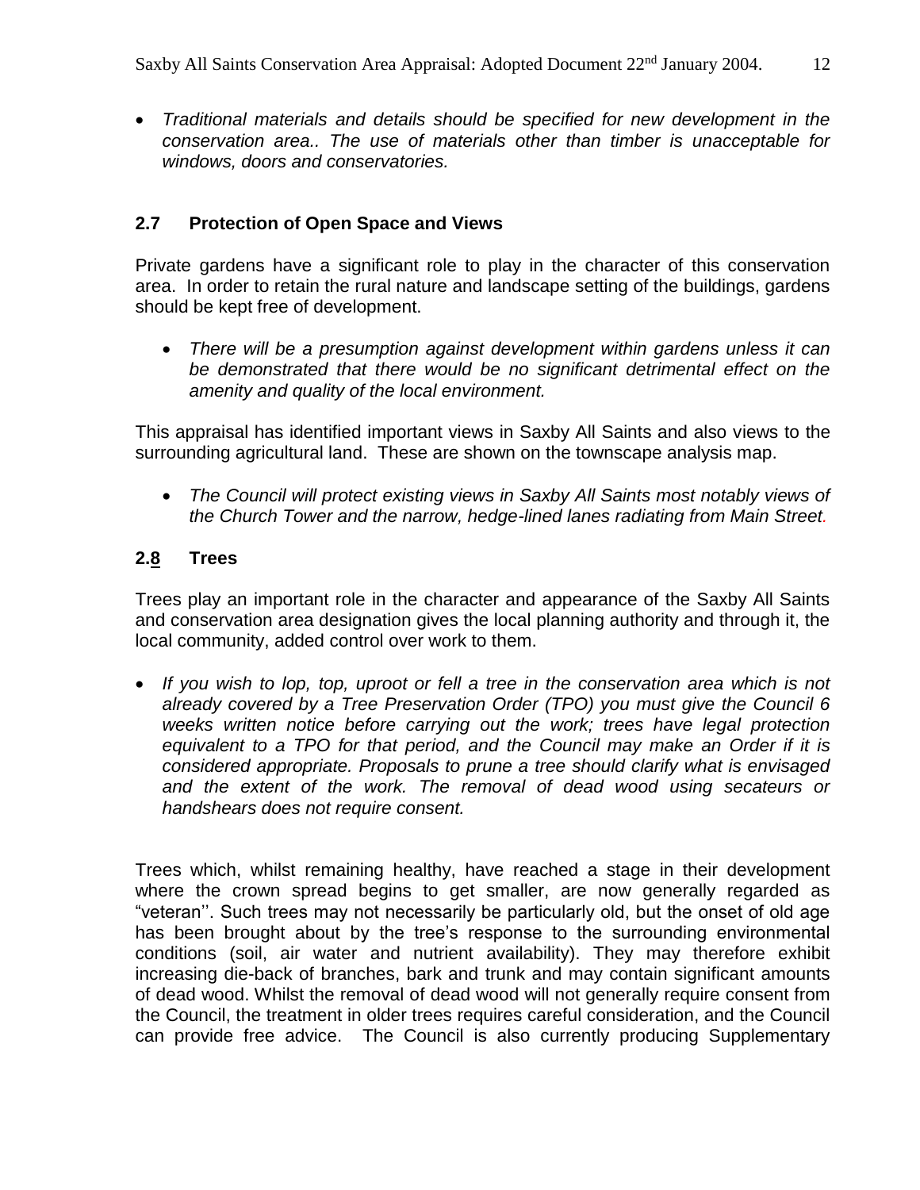- *Traditional materials and details should be specified for new development in the conservation area.. The use of materials other than timber is unacceptable for windows, doors and conservatories.*

## 2.7 Protection of Open Space and Views

Private gardens have a significant role to play in the character of this conservation area. In order to retain the rural nature and landscape setting of the buildings, gardens should be kept free of development.

- *There will be a presumption against development within gardens unless it can be demonstrated that there would be no significant detrimental effect on the amenity and quality of the local environment.*

This appraisal has identified important views in Saxby All Saints and also views to the surrounding agricultural land. These are shown on the townscape analysis map.

- *The Council will protect existing views in Saxby All Saints most notably views of the Church Tower and the narrow, hedge-lined lanes radiating from Main Street.*

## 2.8 Trees

Trees play an important role in the character and appearance of the Saxby All Saints and conservation area designation gives the local planning authority and through it, the local community, added control over work to them.

- *If you wish to lop, top, uproot or fell a tree in the conservation area which is not already covered by a Tree Preservation Order (TPO) you must give the Council 6 weeks written notice before carrying out the work; trees have legal protection equivalent to a TPO for that period, and the Council may make an Order if it is considered appropriate. Proposals to prune a tree should clarify what is envisaged and the extent of the work. The removal of dead wood using secateurs or handshears does not require consent.*

Trees which, whilst remaining healthy, have reached a stage in their development where the crown spread begins to get smaller, are now generally regarded as "veteran''. Such trees may not necessarily be particularly old, but the onset of old age has been brought about by the tree's response to the surrounding environmental conditions (soil, air water and nutrient availability). They may therefore exhibit increasing die-back of branches, bark and trunk and may contain significant amounts of dead wood. Whilst the removal of dead wood will not generally require consent from the Council, the treatment in older trees requires careful consideration, and the Council can provide free advice. The Council is also currently producing Supplementary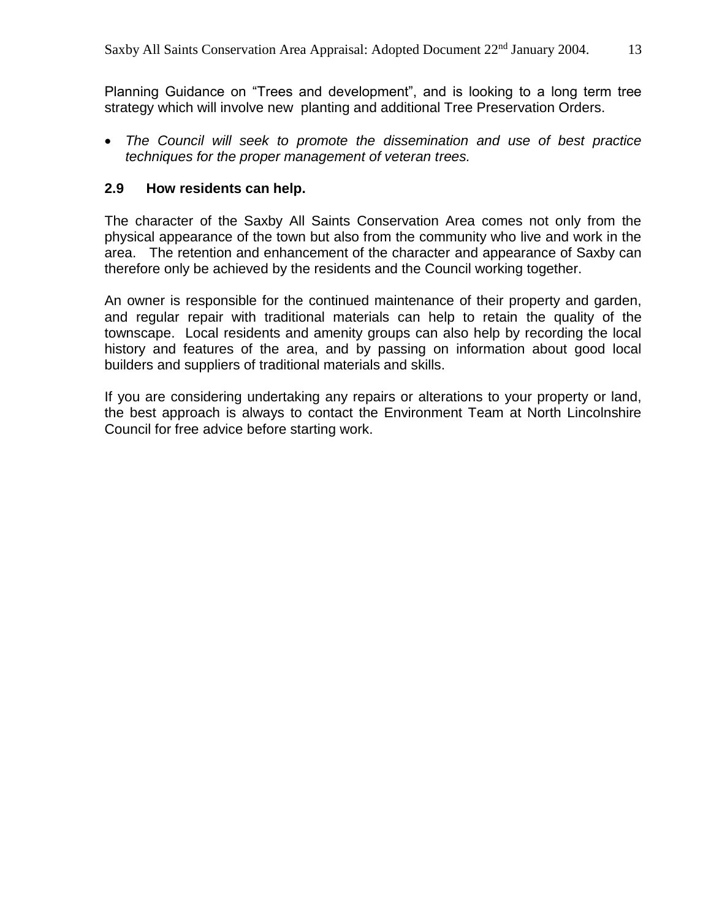Planning Guidance on "Trees and development", and is looking to a long term tree strategy which will involve new planting and additional Tree Preservation Orders.

- *The Council will seek to promote the dissemination and use of best practice techniques for the proper management of veteran trees.*

### 2.9 How residents can help.

The character of the Saxby All Saints Conservation Area comes not only from the physical appearance of the town but also from the community who live and work in the area. The retention and enhancement of the character and appearance of Saxby can therefore only be achieved by the residents and the Council working together.

An owner is responsible for the continued maintenance of their property and garden, and regular repair with traditional materials can help to retain the quality of the townscape. Local residents and amenity groups can also help by recording the local history and features of the area, and by passing on information about good local builders and suppliers of traditional materials and skills.

If you are considering undertaking any repairs or alterations to your property or land, the best approach is always to contact the Environment Team at North Lincolnshire Council for free advice before starting work.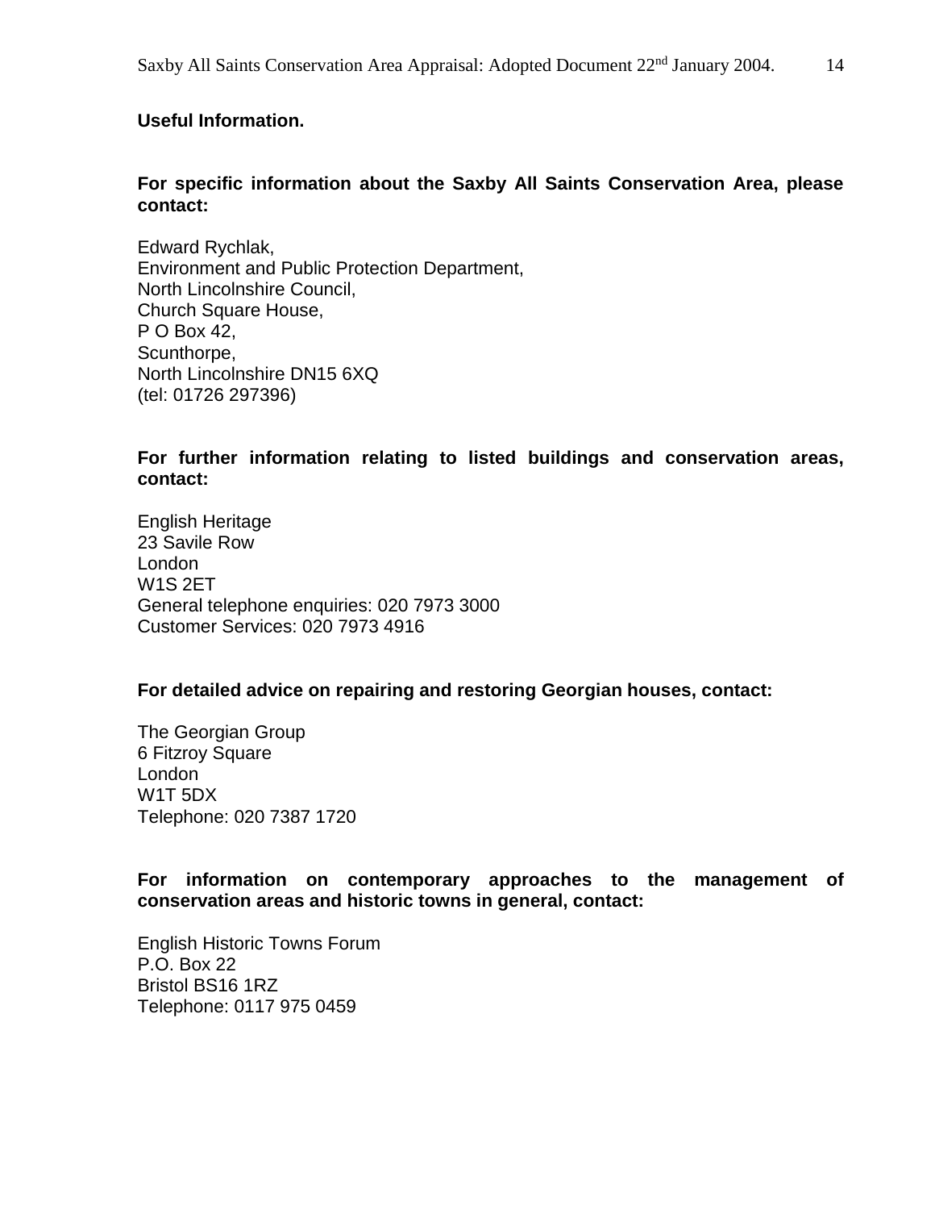## Useful Information.

**For specific information about the Saxby All Saints Conservation Area, please contact:**

Edward Rychlak,
Environment and Public Protection Department,
North Lincolnshire Council,
Church Square House,
P O Box 42,
Scunthorpe,
North Lincolnshire DN15 6XQ
(tel: 01726 297396)

**For further information relating to listed buildings and conservation areas, contact:**

English Heritage
23 Savile Row
London
W1S 2ET
General telephone enquiries: 020 7973 3000
Customer Services: 020 7973 4916

**For detailed advice on repairing and restoring Georgian houses, contact:**

The Georgian Group
6 Fitzroy Square
London
W1T 5DX
Telephone: 020 7387 1720

**For information on contemporary approaches to the management of conservation areas and historic towns in general, contact:**

English Historic Towns Forum
P.O. Box 22
Bristol BS16 1RZ
Telephone: 0117 975 0459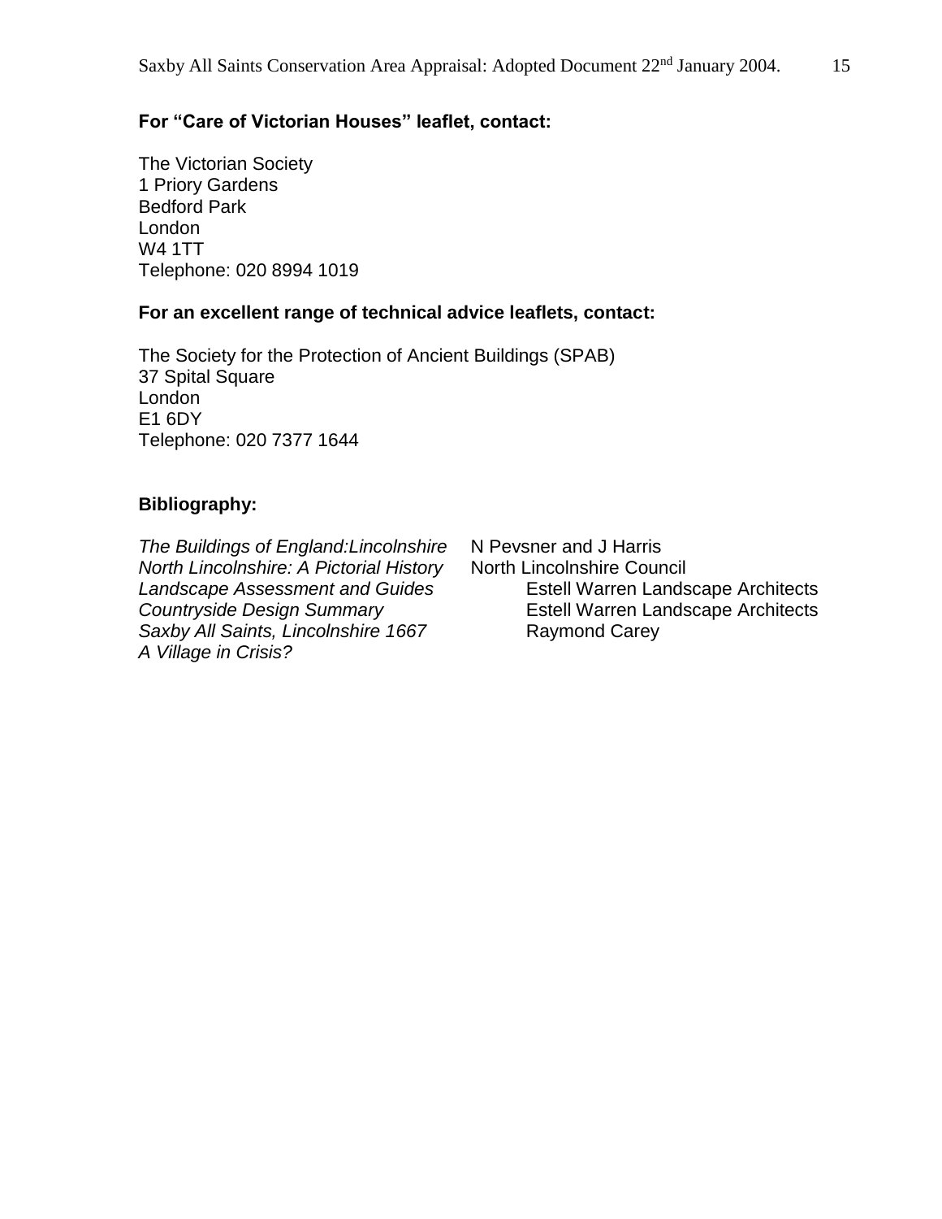**For “Care of Victorian Houses” leaflet, contact:**

The Victorian Society
1 Priory Gardens
Bedford Park
London
W4 1TT
Telephone: 020 8994 1019

**For an excellent range of technical advice leaflets, contact:**

The Society for the Protection of Ancient Buildings (SPAB)
37 Spital Square
London
E1 6DY
Telephone: 020 7377 1644

**Bibliography:**

| | |
|---|---|
| *The Buildings of England:Lincolnshire* | N Pevsner and J Harris |
| *North Lincolnshire: A Pictorial History* | North Lincolnshire Council |
| *Landscape Assessment and Guides* | Estell Warren Landscape Architects |
| *Countryside Design Summary* | Estell Warren Landscape Architects |
| *Saxby All Saints, Lincolnshire 1667 A Village in Crisis?* | Raymond Carey |